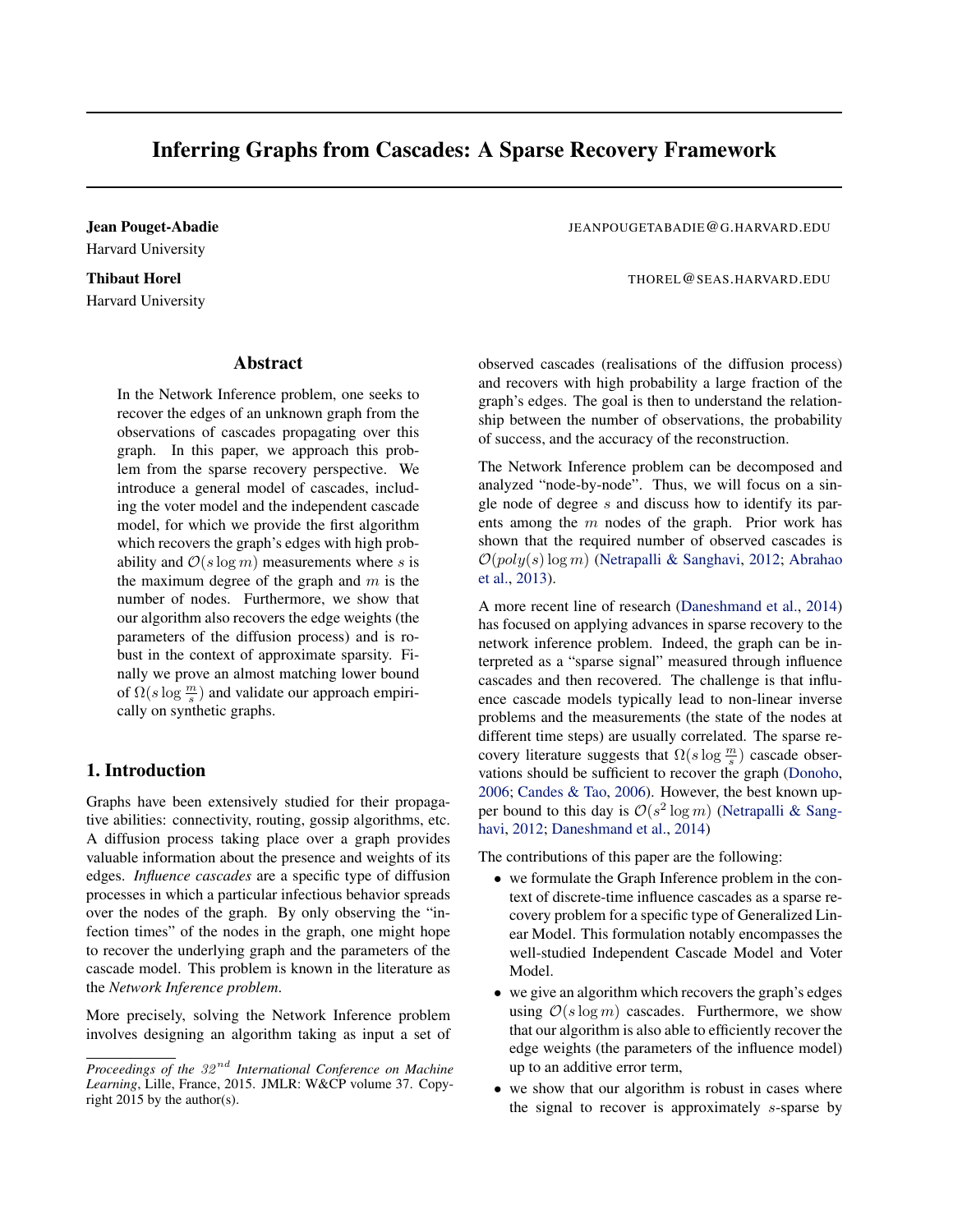# Inferring Graphs from Cascades: A Sparse Recovery Framework

**Jean Pouget-Abadie** JEANPOUGETABADIE@G.HARVARD.EDU
Harvard University

**Thibaut Horel** THOREL@SEAS.HARVARD.EDU
Harvard University

## Abstract

In the Network Inference problem, one seeks to recover the edges of an unknown graph from the observations of cascades propagating over this graph. In this paper, we approach this problem from the sparse recovery perspective. We introduce a general model of cascades, including the voter model and the independent cascade model, for which we provide the first algorithm which recovers the graph's edges with high probability and $\mathcal{O}(s \log m)$ measurements where $s$ is the maximum degree of the graph and $m$ is the number of nodes. Furthermore, we show that our algorithm also recovers the edge weights (the parameters of the diffusion process) and is robust in the context of approximate sparsity. Finally we prove an almost matching lower bound of $\Omega(s \log \frac{m}{s})$ and validate our approach empirically on synthetic graphs.

## 1. Introduction

Graphs have been extensively studied for their propagative abilities: connectivity, routing, gossip algorithms, etc. A diffusion process taking place over a graph provides valuable information about the presence and weights of its edges. *Influence cascades* are a specific type of diffusion processes in which a particular infectious behavior spreads over the nodes of the graph. By only observing the "infection times" of the nodes in the graph, one might hope to recover the underlying graph and the parameters of the cascade model. This problem is known in the literature as the *Network Inference problem*.

More precisely, solving the Network Inference problem involves designing an algorithm taking as input a set of observed cascades (realisations of the diffusion process) and recovers with high probability a large fraction of the graph's edges. The goal is then to understand the relationship between the number of observations, the probability of success, and the accuracy of the reconstruction.

The Network Inference problem can be decomposed and analyzed "node-by-node". Thus, we will focus on a single node of degree $s$ and discuss how to identify its parents among the $m$ nodes of the graph. Prior work has shown that the required number of observed cascades is $\mathcal{O}(poly(s) \log m)$ (Netrapalli & Sanghavi, 2012; Abrahao et al., 2013).

A more recent line of research (Daneshmand et al., 2014) has focused on applying advances in sparse recovery to the network inference problem. Indeed, the graph can be interpreted as a "sparse signal" measured through influence cascades and then recovered. The challenge is that influence cascade models typically lead to non-linear inverse problems and the measurements (the state of the nodes at different time steps) are usually correlated. The sparse recovery literature suggests that $\Omega(s \log \frac{m}{s})$ cascade observations should be sufficient to recover the graph (Donoho, 2006; Candes & Tao, 2006). However, the best known upper bound to this day is $\mathcal{O}(s^2 \log m)$ (Netrapalli & Sanghavi, 2012; Daneshmand et al., 2014)

The contributions of this paper are the following:

- we formulate the Graph Inference problem in the context of discrete-time influence cascades as a sparse recovery problem for a specific type of Generalized Linear Model. This formulation notably encompasses the well-studied Independent Cascade Model and Voter Model.
- we give an algorithm which recovers the graph's edges using $\mathcal{O}(s \log m)$ cascades. Furthermore, we show that our algorithm is also able to efficiently recover the edge weights (the parameters of the influence model) up to an additive error term,
- we show that our algorithm is robust in cases where the signal to recover is approximately $s$-sparse by

*Proceedings of the $32^{nd}$ International Conference on Machine Learning*, Lille, France, 2015. JMLR: W&CP volume 37. Copyright 2015 by the author(s).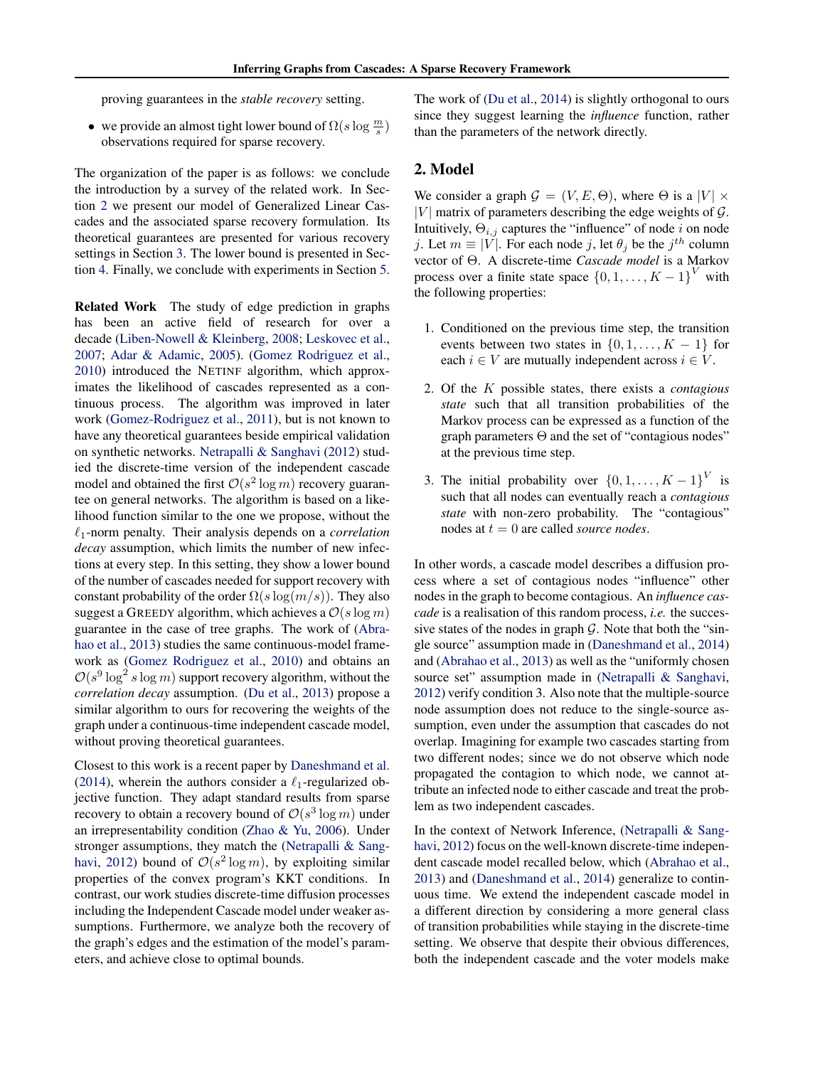proving guarantees in the *stable recovery* setting.

- we provide an almost tight lower bound of $\Omega(s \log \frac{m}{s})$ observations required for sparse recovery.

The organization of the paper is as follows: we conclude the introduction by a survey of the related work. In Section 2 we present our model of Generalized Linear Cascades and the associated sparse recovery formulation. Its theoretical guarantees are presented for various recovery settings in Section 3. The lower bound is presented in Section 4. Finally, we conclude with experiments in Section 5.

**Related Work** The study of edge prediction in graphs has been an active field of research for over a decade (Liben-Nowell & Kleinberg, 2008; Leskovec et al., 2007; Adar & Adamic, 2005). (Gomez Rodriguez et al., 2010) introduced the NETINF algorithm, which approximates the likelihood of cascades represented as a continuous process. The algorithm was improved in later work (Gomez-Rodriguez et al., 2011), but is not known to have any theoretical guarantees beside empirical validation on synthetic networks. Netrapalli & Sanghavi (2012) studied the discrete-time version of the independent cascade model and obtained the first $\mathcal{O}(s^2 \log m)$ recovery guarantee on general networks. The algorithm is based on a likelihood function similar to the one we propose, without the $\ell_1$-norm penalty. Their analysis depends on a *correlation decay* assumption, which limits the number of new infections at every step. In this setting, they show a lower bound of the number of cascades needed for support recovery with constant probability of the order $\Omega(s \log(m/s))$. They also suggest a GREEDY algorithm, which achieves a $\mathcal{O}(s \log m)$ guarantee in the case of tree graphs. The work of (Abrahao et al., 2013) studies the same continuous-model framework as (Gomez Rodriguez et al., 2010) and obtains an $\mathcal{O}(s^9 \log^2 s \log m)$ support recovery algorithm, without the *correlation decay* assumption. (Du et al., 2013) propose a similar algorithm to ours for recovering the weights of the graph under a continuous-time independent cascade model, without proving theoretical guarantees.

Closest to this work is a recent paper by Daneshmand et al. (2014), wherein the authors consider a $\ell_1$-regularized objective function. They adapt standard results from sparse recovery to obtain a recovery bound of $\mathcal{O}(s^3 \log m)$ under an irrepresentability condition (Zhao & Yu, 2006). Under stronger assumptions, they match the (Netrapalli & Sanghavi, 2012) bound of $\mathcal{O}(s^2 \log m)$, by exploiting similar properties of the convex program's KKT conditions. In contrast, our work studies discrete-time diffusion processes including the Independent Cascade model under weaker assumptions. Furthermore, we analyze both the recovery of the graph's edges and the estimation of the model's parameters, and achieve close to optimal bounds.

The work of (Du et al., 2014) is slightly orthogonal to ours since they suggest learning the *influence* function, rather than the parameters of the network directly.

## 2. Model

We consider a graph $\mathcal{G} = (V, E, \Theta)$, where $\Theta$ is a $|V| \times |V|$ matrix of parameters describing the edge weights of $\mathcal{G}$. Intuitively, $\Theta_{i,j}$ captures the "influence" of node $i$ on node $j$. Let $m \equiv |V|$. For each node $j$, let $\theta_j$ be the $j^{th}$ column vector of $\Theta$. A discrete-time *Cascade model* is a Markov process over a finite state space $\{0, 1, \ldots, K-1\}^V$ with the following properties:

1. Conditioned on the previous time step, the transition events between two states in $\{0, 1, \ldots, K-1\}$ for each $i \in V$ are mutually independent across $i \in V$.

2. Of the $K$ possible states, there exists a *contagious state* such that all transition probabilities of the Markov process can be expressed as a function of the graph parameters $\Theta$ and the set of "contagious nodes" at the previous time step.

3. The initial probability over $\{0, 1, \ldots, K-1\}^V$ is such that all nodes can eventually reach a *contagious state* with non-zero probability. The "contagious" nodes at $t = 0$ are called *source nodes*.

In other words, a cascade model describes a diffusion process where a set of contagious nodes "influence" other nodes in the graph to become contagious. An *influence cascade* is a realisation of this random process, *i.e.* the successive states of the nodes in graph $\mathcal{G}$. Note that both the "single source" assumption made in (Daneshmand et al., 2014) and (Abrahao et al., 2013) as well as the "uniformly chosen source set" assumption made in (Netrapalli & Sanghavi, 2012) verify condition 3. Also note that the multiple-source node assumption does not reduce to the single-source assumption, even under the assumption that cascades do not overlap. Imagining for example two cascades starting from two different nodes; since we do not observe which node propagated the contagion to which node, we cannot attribute an infected node to either cascade and treat the problem as two independent cascades.

In the context of Network Inference, (Netrapalli & Sanghavi, 2012) focus on the well-known discrete-time independent cascade model recalled below, which (Abrahao et al., 2013) and (Daneshmand et al., 2014) generalize to continuous time. We extend the independent cascade model in a different direction by considering a more general class of transition probabilities while staying in the discrete-time setting. We observe that despite their obvious differences, both the independent cascade and the voter models make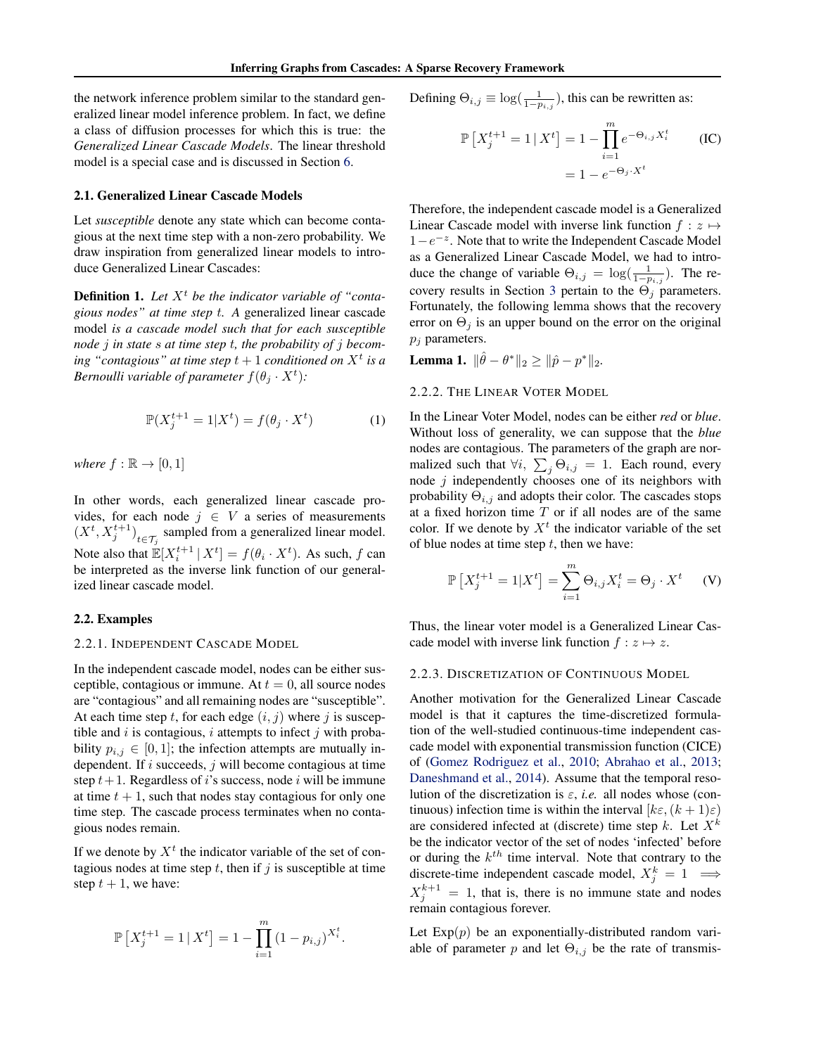the network inference problem similar to the standard generalized linear model inference problem. In fact, we define a class of diffusion processes for which this is true: the *Generalized Linear Cascade Models*. The linear threshold model is a special case and is discussed in Section 6.

### 2.1. Generalized Linear Cascade Models

Let *susceptible* denote any state which can become contagious at the next time step with a non-zero probability. We draw inspiration from generalized linear models to introduce Generalized Linear Cascades:

**Definition 1.** *Let $X^t$ be the indicator variable of "contagious nodes" at time step $t$. A* generalized linear cascade model *is a cascade model such that for each susceptible node $j$ in state $s$ at time step $t$, the probability of $j$ becoming "contagious" at time step $t+1$ conditioned on $X^t$ is a Bernoulli variable of parameter $f(\theta_j \cdot X^t)$:*

$$\mathbb{P}(X_j^{t+1} = 1 | X^t) = f(\theta_j \cdot X^t) \tag{1}$$

*where $f : \mathbb{R} \to [0, 1]$*

In other words, each generalized linear cascade provides, for each node $j \in V$ a series of measurements $(X^t, X_j^{t+1})_{t \in \mathcal{T}_j}$ sampled from a generalized linear model. Note also that $\mathbb{E}[X_i^{t+1} \,|\, X^t] = f(\theta_i \cdot X^t)$. As such, $f$ can be interpreted as the inverse link function of our generalized linear cascade model.

### 2.2. Examples

#### 2.2.1. Independent Cascade Model

In the independent cascade model, nodes can be either susceptible, contagious or immune. At $t = 0$, all source nodes are "contagious" and all remaining nodes are "susceptible". At each time step $t$, for each edge $(i, j)$ where $j$ is susceptible and $i$ is contagious, $i$ attempts to infect $j$ with probability $p_{i,j} \in [0, 1]$; the infection attempts are mutually independent. If $i$ succeeds, $j$ will become contagious at time step $t+1$. Regardless of $i$'s success, node $i$ will be immune at time $t+1$, such that nodes stay contagious for only one time step. The cascade process terminates when no contagious nodes remain.

If we denote by $X^t$ the indicator variable of the set of contagious nodes at time step $t$, then if $j$ is susceptible at time step $t+1$, we have:

$$\mathbb{P}\left[X_j^{t+1} = 1 \,|\, X^t\right] = 1 - \prod_{i=1}^{m} (1 - p_{i,j})^{X_i^t}.$$

Defining $\Theta_{i,j} \equiv \log(\frac{1}{1-p_{i,j}})$, this can be rewritten as:

$$\begin{aligned}\mathbb{P}\left[X_j^{t+1} = 1 \,|\, X^t\right] &= 1 - \prod_{i=1}^{m} e^{-\Theta_{i,j} X_i^t} \\ &= 1 - e^{-\Theta_j \cdot X^t}\end{aligned} \tag{IC}$$

Therefore, the independent cascade model is a Generalized Linear Cascade model with inverse link function $f : z \mapsto 1 - e^{-z}$. Note that to write the Independent Cascade Model as a Generalized Linear Cascade Model, we had to introduce the change of variable $\Theta_{i,j} = \log(\frac{1}{1-p_{i,j}})$. The recovery results in Section 3 pertain to the $\Theta_j$ parameters. Fortunately, the following lemma shows that the recovery error on $\Theta_j$ is an upper bound on the error on the original $p_j$ parameters.

**Lemma 1.** $\|\hat{\theta} - \theta^*\|_2 \geq \|\hat{p} - p^*\|_2$.

#### 2.2.2. The Linear Voter Model

In the Linear Voter Model, nodes can be either *red* or *blue*. Without loss of generality, we can suppose that the *blue* nodes are contagious. The parameters of the graph are normalized such that $\forall i, \ \sum_j \Theta_{i,j} = 1$. Each round, every node $j$ independently chooses one of its neighbors with probability $\Theta_{i,j}$ and adopts their color. The cascades stops at a fixed horizon time $T$ or if all nodes are of the same color. If we denote by $X^t$ the indicator variable of the set of blue nodes at time step $t$, then we have:

$$\mathbb{P}\left[X_j^{t+1} = 1 | X^t\right] = \sum_{i=1}^{m} \Theta_{i,j} X_i^t = \Theta_j \cdot X^t \tag{V}$$

Thus, the linear voter model is a Generalized Linear Cascade model with inverse link function $f : z \mapsto z$.

#### 2.2.3. Discretization of Continuous Model

Another motivation for the Generalized Linear Cascade model is that it captures the time-discretized formulation of the well-studied continuous-time independent cascade model with exponential transmission function (CICE) of (Gomez Rodriguez et al., 2010; Abrahao et al., 2013; Daneshmand et al., 2014). Assume that the temporal resolution of the discretization is $\varepsilon$, *i.e.* all nodes whose (continuous) infection time is within the interval $[k\varepsilon, (k+1)\varepsilon)$ are considered infected at (discrete) time step $k$. Let $X^k$ be the indicator vector of the set of nodes 'infected' before or during the $k^{th}$ time interval. Note that contrary to the discrete-time independent cascade model, $X_j^k = 1 \implies X_j^{k+1} = 1$, that is, there is no immune state and nodes remain contagious forever.

Let $\text{Exp}(p)$ be an exponentially-distributed random variable of parameter $p$ and let $\Theta_{i,j}$ be the rate of transmis-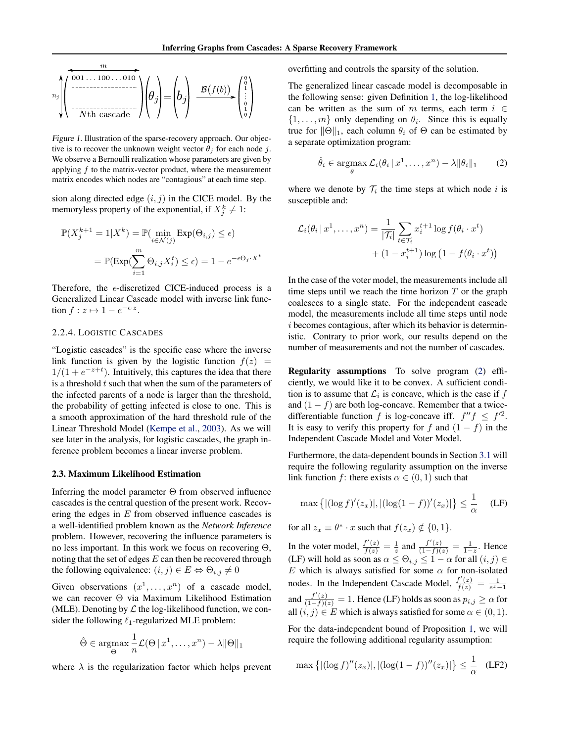$$
n_j \left( \begin{array}{c} 001\ldots100\ldots010 \\ \text{-------------------} \\ \\ \text{-------------------} \\ N\text{th cascade} \end{array} \right) \begin{pmatrix} \\ \theta_j \\ \\ \end{pmatrix} = \begin{pmatrix} \\ b_j \\ \\ \end{pmatrix} \xrightarrow{\mathcal{B}(f(b))} \begin{pmatrix} 0 \\ 0 \\ 1 \\ \vdots \\ 0 \\ 1 \\ 0 \end{pmatrix}
$$

*Figure 1.* Illustration of the sparse-recovery approach. Our objective is to recover the unknown weight vector $\theta_j$ for each node $j$. We observe a Bernoulli realization whose parameters are given by applying $f$ to the matrix-vector product, where the measurement matrix encodes which nodes are "contagious" at each time step.

sion along directed edge $(i, j)$ in the CICE model. By the memoryless property of the exponential, if $X_j^k \neq 1$:

$$
\begin{aligned}
\mathbb{P}(X_j^{k+1} = 1 | X^k) &= \mathbb{P}(\min_{i \in \mathcal{N}(j)} \text{Exp}(\Theta_{i,j}) \leq \epsilon) \\
&= \mathbb{P}(\text{Exp}(\sum_{i=1}^{m} \Theta_{i,j} X_i^t) \leq \epsilon) = 1 - e^{-\epsilon \Theta_j \cdot X^t}
\end{aligned}
$$

Therefore, the $\epsilon$-discretized CICE-induced process is a Generalized Linear Cascade model with inverse link function $f : z \mapsto 1 - e^{-\epsilon \cdot z}$.

#### 2.2.4. Logistic Cascades

"Logistic cascades" is the specific case where the inverse link function is given by the logistic function $f(z) = 1/(1 + e^{-z+t})$. Intuitively, this captures the idea that there is a threshold $t$ such that when the sum of the parameters of the infected parents of a node is larger than the threshold, the probability of getting infected is close to one. This is a smooth approximation of the hard threshold rule of the Linear Threshold Model (Kempe et al., 2003). As we will see later in the analysis, for logistic cascades, the graph inference problem becomes a linear inverse problem.

### 2.3. Maximum Likelihood Estimation

Inferring the model parameter $\Theta$ from observed influence cascades is the central question of the present work. Recovering the edges in $E$ from observed influence cascades is a well-identified problem known as the *Network Inference* problem. However, recovering the influence parameters is no less important. In this work we focus on recovering $\Theta$, noting that the set of edges $E$ can then be recovered through the following equivalence: $(i, j) \in E \Leftrightarrow \Theta_{i,j} \neq 0$

Given observations $(x^1, \ldots, x^n)$ of a cascade model, we can recover $\Theta$ via Maximum Likelihood Estimation (MLE). Denoting by $\mathcal{L}$ the log-likelihood function, we consider the following $\ell_1$-regularized MLE problem:

$$
\hat{\Theta} \in \underset{\Theta}{\operatorname{argmax}} \frac{1}{n} \mathcal{L}(\Theta \,|\, x^1, \ldots, x^n) - \lambda \|\Theta\|_1
$$

where $\lambda$ is the regularization factor which helps prevent overfitting and controls the sparsity of the solution.

The generalized linear cascade model is decomposable in the following sense: given Definition 1, the log-likelihood can be written as the sum of $m$ terms, each term $i \in \{1, \ldots, m\}$ only depending on $\theta_i$. Since this is equally true for $\|\Theta\|_1$, each column $\theta_i$ of $\Theta$ can be estimated by a separate optimization program:

$$
\hat{\theta}_i \in \underset{\theta}{\operatorname{argmax}} \mathcal{L}_i(\theta_i \,|\, x^1, \ldots, x^n) - \lambda \|\theta_i\|_1 \tag{2}
$$

where we denote by $\mathcal{T}_i$ the time steps at which node $i$ is susceptible and:

$$
\begin{aligned}
\mathcal{L}_i(\theta_i \,|\, x^1, \ldots, x^n) = \frac{1}{|\mathcal{T}_i|} \sum_{t \in \mathcal{T}_i} & x_i^{t+1} \log f(\theta_i \cdot x^t) \\
& + (1 - x_i^{t+1}) \log \big(1 - f(\theta_i \cdot x^t)\big)
\end{aligned}
$$

In the case of the voter model, the measurements include all time steps until we reach the time horizon $T$ or the graph coalesces to a single state. For the independent cascade model, the measurements include all time steps until node $i$ becomes contagious, after which its behavior is deterministic. Contrary to prior work, our results depend on the number of measurements and not the number of cascades.

**Regularity assumptions** To solve program (2) efficiently, we would like it to be convex. A sufficient condition is to assume that $\mathcal{L}_i$ is concave, which is the case if $f$ and $(1 - f)$ are both log-concave. Remember that a twice-differentiable function $f$ is log-concave iff. $f'' f \leq f'^2$. It is easy to verify this property for $f$ and $(1 - f)$ in the Independent Cascade Model and Voter Model.

Furthermore, the data-dependent bounds in Section 3.1 will require the following regularity assumption on the inverse link function $f$: there exists $\alpha \in (0, 1)$ such that

$$
\max\left\{ |(\log f)'(z_x)|, |(\log(1 - f))'(z_x)| \right\} \leq \frac{1}{\alpha} \tag{LF}
$$

for all $z_x \equiv \theta^* \cdot x$ such that $f(z_x) \notin \{0, 1\}$.

In the voter model, $\frac{f'(z)}{f(z)} = \frac{1}{z}$ and $\frac{f'(z)}{(1-f)(z)} = \frac{1}{1-z}$. Hence (LF) will hold as soon as $\alpha \leq \Theta_{i,j} \leq 1 - \alpha$ for all $(i, j) \in E$ which is always satisfied for some $\alpha$ for non-isolated nodes. In the Independent Cascade Model, $\frac{f'(z)}{f(z)} = \frac{1}{e^z - 1}$ and $\frac{f'(z)}{(1-f)(z)} = 1$. Hence (LF) holds as soon as $p_{i,j} \geq \alpha$ for all $(i, j) \in E$ which is always satisfied for some $\alpha \in (0, 1)$.

For the data-independent bound of Proposition 1, we will require the following additional regularity assumption:

$$
\max\left\{ |(\log f)''(z_x)|, |(\log(1 - f))''(z_x)| \right\} \leq \frac{1}{\alpha} \tag{LF2}
$$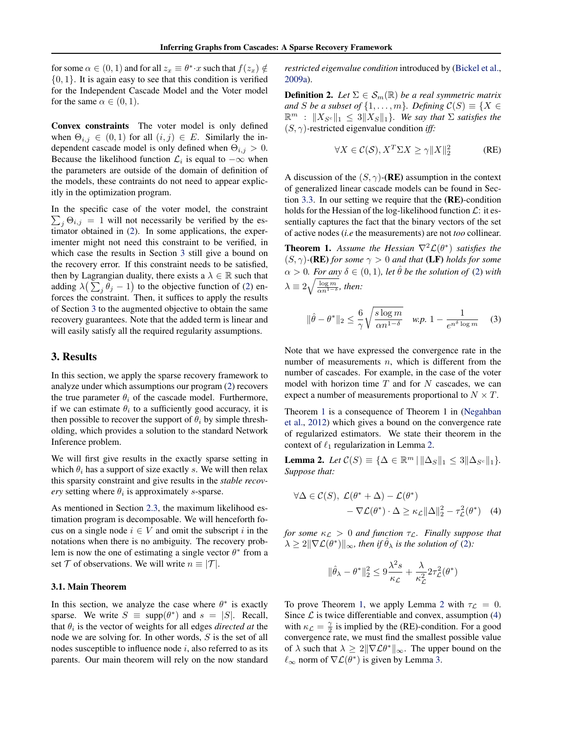for some $\alpha \in (0, 1)$ and for all $z_x \equiv \theta^* \cdot x$ such that $f(z_x) \notin \{0, 1\}$. It is again easy to see that this condition is verified for the Independent Cascade Model and the Voter model for the same $\alpha \in (0, 1)$.

**Convex constraints** The voter model is only defined when $\Theta_{i,j} \in (0, 1)$ for all $(i, j) \in E$. Similarly the independent cascade model is only defined when $\Theta_{i,j} > 0$. Because the likelihood function $\mathcal{L}_i$ is equal to $-\infty$ when the parameters are outside of the domain of definition of the models, these contraints do not need to appear explicitly in the optimization program.

In the specific case of the voter model, the constraint $\sum_j \Theta_{i,j} = 1$ will not necessarily be verified by the estimator obtained in (2). In some applications, the experimenter might not need this constraint to be verified, in which case the results in Section 3 still give a bound on the recovery error. If this constraint needs to be satisfied, then by Lagrangian duality, there exists a $\lambda \in \mathbb{R}$ such that adding $\lambda\big(\sum_j \theta_j - 1\big)$ to the objective function of (2) enforces the constraint. Then, it suffices to apply the results of Section 3 to the augmented objective to obtain the same recovery guarantees. Note that the added term is linear and will easily satisfy all the required regularity assumptions.

## 3. Results

In this section, we apply the sparse recovery framework to analyze under which assumptions our program (2) recovers the true parameter $\theta_i$ of the cascade model. Furthermore, if we can estimate $\theta_i$ to a sufficiently good accuracy, it is then possible to recover the support of $\theta_i$ by simple thresholding, which provides a solution to the standard Network Inference problem.

We will first give results in the exactly sparse setting in which $\theta_i$ has a support of size exactly $s$. We will then relax this sparsity constraint and give results in the *stable recovery* setting where $\theta_i$ is approximately $s$-sparse.

As mentioned in Section 2.3, the maximum likelihood estimation program is decomposable. We will henceforth focus on a single node $i \in V$ and omit the subscript $i$ in the notations when there is no ambiguity. The recovery problem is now the one of estimating a single vector $\theta^*$ from a set $\mathcal{T}$ of observations. We will write $n \equiv |\mathcal{T}|$.

### 3.1. Main Theorem

In this section, we analyze the case where $\theta^*$ is exactly sparse. We write $S \equiv \text{supp}(\theta^*)$ and $s = |S|$. Recall, that $\theta_i$ is the vector of weights for all edges *directed at* the node we are solving for. In other words, $S$ is the set of all nodes susceptible to influence node $i$, also referred to as its parents. Our main theorem will rely on the now standard *restricted eigenvalue condition* introduced by (Bickel et al., 2009a).

**Definition 2.** *Let $\Sigma \in \mathcal{S}_m(\mathbb{R})$ be a real symmetric matrix and $S$ be a subset of $\{1, \dots, m\}$. Defining $\mathcal{C}(S) \equiv \{X \in \mathbb{R}^m : \|X_{S^c}\|_1 \leq 3\|X_S\|_1\}$. We say that $\Sigma$ satisfies the $(S, \gamma)$-restricted eigenvalue condition iff:*

$$\forall X \in \mathcal{C}(\mathcal{S}), X^T \Sigma X \geq \gamma \|X\|_2^2 \tag{RE}$$

A discussion of the $(S, \gamma)$-**(RE)** assumption in the context of generalized linear cascade models can be found in Section 3.3. In our setting we require that the **(RE)**-condition holds for the Hessian of the log-likelihood function $\mathcal{L}$: it essentially captures the fact that the binary vectors of the set of active nodes (*i.e* the measurements) are not *too* collinear.

**Theorem 1.** *Assume the Hessian $\nabla^2 \mathcal{L}(\theta^*)$ satisfies the $(S, \gamma)$-**(RE)** for some $\gamma > 0$ and that **(LF)** holds for some $\alpha > 0$. For any $\delta \in (0, 1)$, let $\hat{\theta}$ be the solution of (2) with $\lambda \equiv 2\sqrt{\frac{\log m}{\alpha n^{1-\delta}}}$, then:*

$$\|\hat{\theta} - \theta^*\|_2 \leq \frac{6}{\gamma}\sqrt{\frac{s \log m}{\alpha n^{1-\delta}}} \quad \text{w.p. } 1 - \frac{1}{e^{n^\delta \log m}} \tag{3}$$

Note that we have expressed the convergence rate in the number of measurements $n$, which is different from the number of cascades. For example, in the case of the voter model with horizon time $T$ and for $N$ cascades, we can expect a number of measurements proportional to $N \times T$.

Theorem 1 is a consequence of Theorem 1 in (Negahban et al., 2012) which gives a bound on the convergence rate of regularized estimators. We state their theorem in the context of $\ell_1$ regularization in Lemma 2.

**Lemma 2.** *Let $\mathcal{C}(S) \equiv \{\Delta \in \mathbb{R}^m \,|\, \|\Delta_S\|_1 \leq 3\|\Delta_{S^c}\|_1\}$. Suppose that:*

$$\begin{aligned}\forall \Delta \in \mathcal{C}(S),\ & \mathcal{L}(\theta^* + \Delta) - \mathcal{L}(\theta^*) \\ & - \nabla\mathcal{L}(\theta^*) \cdot \Delta \geq \kappa_{\mathcal{L}} \|\Delta\|_2^2 - \tau_{\mathcal{L}}^2(\theta^*)\end{aligned} \tag{4}$$

*for some $\kappa_{\mathcal{L}} > 0$ and function $\tau_{\mathcal{L}}$. Finally suppose that $\lambda \geq 2\|\nabla\mathcal{L}(\theta^*)\|_\infty$, then if $\hat{\theta}_\lambda$ is the solution of (2):*

$$\|\hat{\theta}_\lambda - \theta^*\|_2^2 \leq 9\frac{\lambda^2 s}{\kappa_{\mathcal{L}}} + \frac{\lambda}{\kappa_{\mathcal{L}}^2} 2\tau_{\mathcal{L}}^2(\theta^*)$$

To prove Theorem 1, we apply Lemma 2 with $\tau_{\mathcal{L}} = 0$. Since $\mathcal{L}$ is twice differentiable and convex, assumption (4) with $\kappa_{\mathcal{L}} = \frac{\gamma}{2}$ is implied by the (RE)-condition. For a good convergence rate, we must find the smallest possible value of $\lambda$ such that $\lambda \geq 2\|\nabla\mathcal{L}\theta^*\|_\infty$. The upper bound on the $\ell_\infty$ norm of $\nabla\mathcal{L}(\theta^*)$ is given by Lemma 3.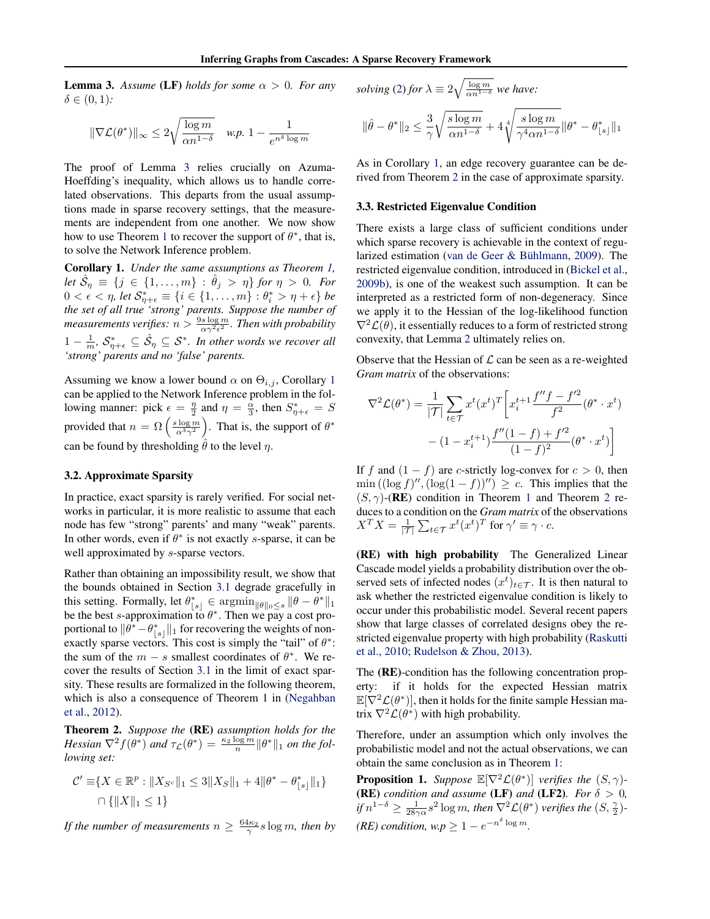**Lemma 3.** *Assume* **(LF)** *holds for some* $\alpha > 0$. *For any* $\delta \in (0, 1)$*:*

$$\|\nabla \mathcal{L}(\theta^*)\|_\infty \leq 2\sqrt{\frac{\log m}{\alpha n^{1-\delta}}} \quad \text{w.p. } 1 - \frac{1}{e^{n^\delta \log m}}$$

The proof of Lemma 3 relies crucially on Azuma-Hoeffding's inequality, which allows us to handle correlated observations. This departs from the usual assumptions made in sparse recovery settings, that the measurements are independent from one another. We now show how to use Theorem 1 to recover the support of $\theta^*$, that is, to solve the Network Inference problem.

**Corollary 1.** *Under the same assumptions as Theorem 1, let* $\hat{\mathcal{S}}_\eta \equiv \{j \in \{1, \ldots, m\} : \hat{\theta}_j > \eta\}$ *for* $\eta > 0$. *For* $0 < \epsilon < \eta$, *let* $\mathcal{S}^*_{\eta+\epsilon} \equiv \{i \in \{1, \ldots, m\} : \theta^*_i > \eta + \epsilon\}$ *be the set of all true 'strong' parents. Suppose the number of measurements verifies:* $n > \frac{9 s \log m}{\alpha \gamma^2 \epsilon^2}$. *Then with probability* $1 - \frac{1}{m}$, $\mathcal{S}^*_{\eta+\epsilon} \subseteq \hat{\mathcal{S}}_\eta \subseteq \mathcal{S}^*$. *In other words we recover all 'strong' parents and no 'false' parents.*

Assuming we know a lower bound $\alpha$ on $\Theta_{i,j}$, Corollary 1 can be applied to the Network Inference problem in the following manner: pick $\epsilon = \frac{\eta}{2}$ and $\eta = \frac{\alpha}{3}$, then $S^*_{\eta+\epsilon} = S$ provided that $n = \Omega\left(\frac{s \log m}{\alpha^3 \gamma^2}\right)$. That is, the support of $\theta^*$ can be found by thresholding $\hat{\theta}$ to the level $\eta$.

### 3.2. Approximate Sparsity

In practice, exact sparsity is rarely verified. For social networks in particular, it is more realistic to assume that each node has few "strong" parents' and many "weak" parents. In other words, even if $\theta^*$ is not exactly $s$-sparse, it can be well approximated by $s$-sparse vectors.

Rather than obtaining an impossibility result, we show that the bounds obtained in Section 3.1 degrade gracefully in this setting. Formally, let $\theta^*_{\lfloor s \rfloor} \in \operatorname{argmin}_{\|\theta\|_0 \leq s} \|\theta - \theta^*\|_1$ be the best $s$-approximation to $\theta^*$. Then we pay a cost proportional to $\|\theta^* - \theta^*_{\lfloor s \rfloor}\|_1$ for recovering the weights of non-exactly sparse vectors. This cost is simply the "tail" of $\theta^*$: the sum of the $m - s$ smallest coordinates of $\theta^*$. We recover the results of Section 3.1 in the limit of exact sparsity. These results are formalized in the following theorem, which is also a consequence of Theorem 1 in (Negahban et al., 2012).

**Theorem 2.** *Suppose the* **(RE)** *assumption holds for the Hessian* $\nabla^2 f(\theta^*)$ *and* $\tau_{\mathcal{L}}(\theta^*) = \frac{\kappa_2 \log m}{n} \|\theta^*\|_1$ *on the following set:*

$$\mathcal{C}' \equiv \{X \in \mathbb{R}^p : \|X_{S^c}\|_1 \leq 3\|X_S\|_1 + 4\|\theta^* - \theta^*_{\lfloor s \rfloor}\|_1\} \cap \{\|X\|_1 \leq 1\}$$

*If the number of measurements* $n \geq \frac{64\kappa_2}{\gamma} s \log m$, *then by solving (2) for* $\lambda \equiv 2\sqrt{\frac{\log m}{\alpha n^{1-\delta}}}$ *we have:*

$$\|\hat{\theta} - \theta^*\|_2 \leq \frac{3}{\gamma}\sqrt{\frac{s \log m}{\alpha n^{1-\delta}}} + 4\sqrt[4]{\frac{s \log m}{\gamma^4 \alpha n^{1-\delta}}} \|\theta^* - \theta^*_{\lfloor s \rfloor}\|_1$$

As in Corollary 1, an edge recovery guarantee can be derived from Theorem 2 in the case of approximate sparsity.

### 3.3. Restricted Eigenvalue Condition

There exists a large class of sufficient conditions under which sparse recovery is achievable in the context of regularized estimation (van de Geer & Bühlmann, 2009). The restricted eigenvalue condition, introduced in (Bickel et al., 2009b), is one of the weakest such assumption. It can be interpreted as a restricted form of non-degeneracy. Since we apply it to the Hessian of the log-likelihood function $\nabla^2 \mathcal{L}(\theta)$, it essentially reduces to a form of restricted strong convexity, that Lemma 2 ultimately relies on.

Observe that the Hessian of $\mathcal{L}$ can be seen as a re-weighted *Gram matrix* of the observations:

$$\nabla^2 \mathcal{L}(\theta^*) = \frac{1}{|\mathcal{T}|}\sum_{t \in \mathcal{T}} x^t (x^t)^T \bigg[ x_i^{t+1} \frac{f'' f - f'^2}{f^2}(\theta^* \cdot x^t) - (1 - x_i^{t+1}) \frac{f''(1-f) + f'^2}{(1-f)^2}(\theta^* \cdot x^t) \bigg]$$

If $f$ and $(1 - f)$ are $c$-strictly log-convex for $c > 0$, then $\min\left((\log f)'', (\log(1 - f))''\right) \geq c$. This implies that the $(S, \gamma)$-**(RE)** condition in Theorem 1 and Theorem 2 reduces to a condition on the *Gram matrix* of the observations $X^T X = \frac{1}{|\mathcal{T}|}\sum_{t \in \mathcal{T}} x^t (x^t)^T$ for $\gamma' \equiv \gamma \cdot c$.

**(RE) with high probability** The Generalized Linear Cascade model yields a probability distribution over the observed sets of infected nodes $(x^t)_{t \in \mathcal{T}}$. It is then natural to ask whether the restricted eigenvalue condition is likely to occur under this probabilistic model. Several recent papers show that large classes of correlated designs obey the restricted eigenvalue property with high probability (Raskutti et al., 2010; Rudelson & Zhou, 2013).

The **(RE)**-condition has the following concentration property: if it holds for the expected Hessian matrix $\mathbb{E}[\nabla^2 \mathcal{L}(\theta^*)]$, then it holds for the finite sample Hessian matrix $\nabla^2 \mathcal{L}(\theta^*)$ with high probability.

Therefore, under an assumption which only involves the probabilistic model and not the actual observations, we can obtain the same conclusion as in Theorem 1:

**Proposition 1.** *Suppose* $\mathbb{E}[\nabla^2 \mathcal{L}(\theta^*)]$ *verifies the* $(S, \gamma)$-**(RE)** *condition and assume* **(LF)** *and* **(LF2)**. *For* $\delta > 0$, *if* $n^{1-\delta} \geq \frac{1}{28\gamma\alpha} s^2 \log m$, *then* $\nabla^2 \mathcal{L}(\theta^*)$ *verifies the* $(S, \frac{\gamma}{2})$-*(RE) condition, w.p* $\geq 1 - e^{-n^\delta \log m}$.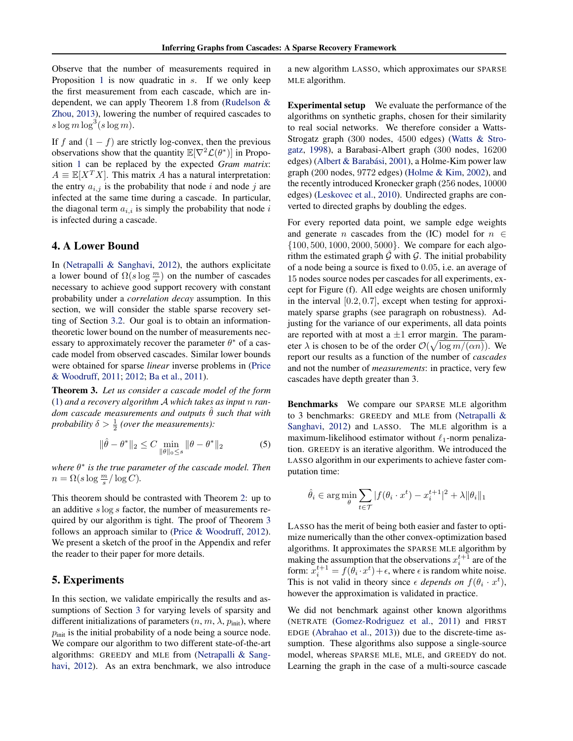Observe that the number of measurements required in Proposition 1 is now quadratic in $s$. If we only keep the first measurement from each cascade, which are independent, we can apply Theorem 1.8 from (Rudelson & Zhou, 2013), lowering the number of required cascades to $s \log m \log^3(s \log m)$.

If $f$ and $(1-f)$ are strictly log-convex, then the previous observations show that the quantity $\mathbb{E}[\nabla^2 \mathcal{L}(\theta^*)]$ in Proposition 1 can be replaced by the expected *Gram matrix*: $A \equiv \mathbb{E}[X^T X]$. This matrix $A$ has a natural interpretation: the entry $a_{i,j}$ is the probability that node $i$ and node $j$ are infected at the same time during a cascade. In particular, the diagonal term $a_{i,i}$ is simply the probability that node $i$ is infected during a cascade.

## 4. A Lower Bound

In (Netrapalli & Sanghavi, 2012), the authors explicitate a lower bound of $\Omega(s \log \frac{m}{s})$ on the number of cascades necessary to achieve good support recovery with constant probability under a *correlation decay* assumption. In this section, we will consider the stable sparse recovery setting of Section 3.2. Our goal is to obtain an information-theoretic lower bound on the number of measurements necessary to approximately recover the parameter $\theta^*$ of a cascade model from observed cascades. Similar lower bounds were obtained for sparse *linear* inverse problems in (Price & Woodruff, 2011; 2012; Ba et al., 2011).

**Theorem 3.** *Let us consider a cascade model of the form (1) and a recovery algorithm $\mathcal{A}$ which takes as input $n$ random cascade measurements and outputs $\hat{\theta}$ such that with probability $\delta > \frac{1}{2}$ (over the measurements):*

$$\|\hat{\theta} - \theta^*\|_2 \leq C \min_{\|\theta\|_0 \leq s} \|\theta - \theta^*\|_2 \tag{5}$$

*where $\theta^*$ is the true parameter of the cascade model. Then $n = \Omega(s \log \frac{m}{s} / \log C)$.*

This theorem should be contrasted with Theorem 2: up to an additive $s \log s$ factor, the number of measurements required by our algorithm is tight. The proof of Theorem 3 follows an approach similar to (Price & Woodruff, 2012). We present a sketch of the proof in the Appendix and refer the reader to their paper for more details.

## 5. Experiments

In this section, we validate empirically the results and assumptions of Section 3 for varying levels of sparsity and different initializations of parameters ($n$, $m$, $\lambda$, $p_{\text{init}}$), where $p_{\text{init}}$ is the initial probability of a node being a source node. We compare our algorithm to two different state-of-the-art algorithms: GREEDY and MLE from (Netrapalli & Sanghavi, 2012). As an extra benchmark, we also introduce a new algorithm LASSO, which approximates our SPARSE MLE algorithm.

**Experimental setup** We evaluate the performance of the algorithms on synthetic graphs, chosen for their similarity to real social networks. We therefore consider a Watts-Strogatz graph (300 nodes, 4500 edges) (Watts & Strogatz, 1998), a Barabasi-Albert graph (300 nodes, 16200 edges) (Albert & Barabási, 2001), a Holme-Kim power law graph (200 nodes, 9772 edges) (Holme & Kim, 2002), and the recently introduced Kronecker graph (256 nodes, 10000 edges) (Leskovec et al., 2010). Undirected graphs are converted to directed graphs by doubling the edges.

For every reported data point, we sample edge weights and generate $n$ cascades from the (IC) model for $n \in \{100, 500, 1000, 2000, 5000\}$. We compare for each algorithm the estimated graph $\hat{\mathcal{G}}$ with $\mathcal{G}$. The initial probability of a node being a source is fixed to $0.05$, i.e. an average of 15 nodes source nodes per cascades for all experiments, except for Figure (f). All edge weights are chosen uniformly in the interval $[0.2, 0.7]$, except when testing for approximately sparse graphs (see paragraph on robustness). Adjusting for the variance of our experiments, all data points are reported with at most a $\pm 1$ error margin. The parameter $\lambda$ is chosen to be of the order $\mathcal{O}(\sqrt{\log m / (\alpha n)})$. We report our results as a function of the number of *cascades* and not the number of *measurements*: in practice, very few cascades have depth greater than 3.

**Benchmarks** We compare our SPARSE MLE algorithm to 3 benchmarks: GREEDY and MLE from (Netrapalli & Sanghavi, 2012) and LASSO. The MLE algorithm is a maximum-likelihood estimator without $\ell_1$-norm penalization. GREEDY is an iterative algorithm. We introduced the LASSO algorithm in our experiments to achieve faster computation time:

$$\hat{\theta}_i \in \arg\min_{\theta} \sum_{t \in \mathcal{T}} |f(\theta_i \cdot x^t) - x_i^{t+1}|^2 + \lambda \|\theta_i\|_1$$

LASSO has the merit of being both easier and faster to optimize numerically than the other convex-optimization based algorithms. It approximates the SPARSE MLE algorithm by making the assumption that the observations $x_i^{t+1}$ are of the form: $x_i^{t+1} = f(\theta_i \cdot x^t) + \epsilon$, where $\epsilon$ is random white noise. This is not valid in theory since $\epsilon$ *depends on* $f(\theta_i \cdot x^t)$, however the approximation is validated in practice.

We did not benchmark against other known algorithms (NETRATE (Gomez-Rodriguez et al., 2011) and FIRST EDGE (Abrahao et al., 2013)) due to the discrete-time assumption. These algorithms also suppose a single-source model, whereas SPARSE MLE, MLE, and GREEDY do not. Learning the graph in the case of a multi-source cascade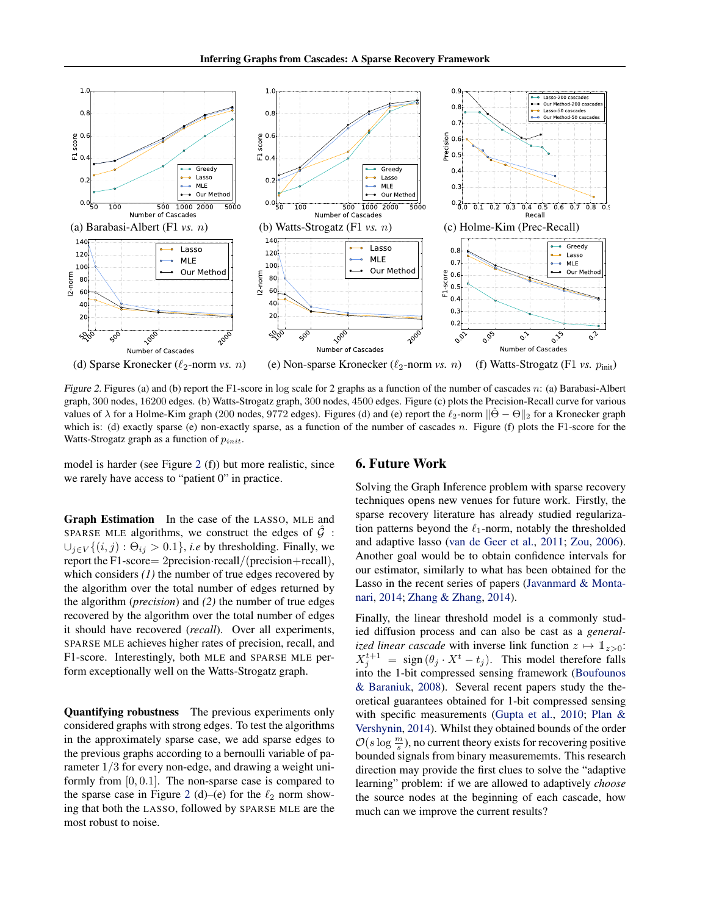(a) Barabasi-Albert (F1 *vs.* $n$) (b) Watts-Strogatz (F1 *vs.* $n$) (c) Holme-Kim (Prec-Recall)

(d) Sparse Kronecker ($\ell_2$-norm *vs.* $n$) (e) Non-sparse Kronecker ($\ell_2$-norm *vs.* $n$) (f) Watts-Strogatz (F1 *vs.* $p_{\text{init}}$)

*Figure 2.* Figures (a) and (b) report the F1-score in log scale for 2 graphs as a function of the number of cascades $n$: (a) Barabasi-Albert graph, 300 nodes, 16200 edges. (b) Watts-Strogatz graph, 300 nodes, 4500 edges. Figure (c) plots the Precision-Recall curve for various values of $\lambda$ for a Holme-Kim graph (200 nodes, 9772 edges). Figures (d) and (e) report the $\ell_2$-norm $\|\hat{\Theta} - \Theta\|_2$ for a Kronecker graph which is: (d) exactly sparse (e) non-exactly sparse, as a function of the number of cascades $n$. Figure (f) plots the F1-score for the Watts-Strogatz graph as a function of $p_{init}$.

model is harder (see Figure 2 (f)) but more realistic, since we rarely have access to "patient 0" in practice.

**Graph Estimation** In the case of the LASSO, MLE and SPARSE MLE algorithms, we construct the edges of $\hat{\mathcal{G}}$ : $\cup_{j \in V} \{(i,j) : \Theta_{ij} > 0.1\}$, *i.e* by thresholding. Finally, we report the F1-score$= 2 \text{precision} \cdot \text{recall} / (\text{precision} + \text{recall})$, which considers *(1)* the number of true edges recovered by the algorithm over the total number of edges returned by the algorithm (*precision*) and *(2)* the number of true edges recovered by the algorithm over the total number of edges it should have recovered (*recall*). Over all experiments, SPARSE MLE achieves higher rates of precision, recall, and F1-score. Interestingly, both MLE and SPARSE MLE perform exceptionally well on the Watts-Strogatz graph.

**Quantifying robustness** The previous experiments only considered graphs with strong edges. To test the algorithms in the approximately sparse case, we add sparse edges to the previous graphs according to a bernoulli variable of parameter $1/3$ for every non-edge, and drawing a weight uniformly from $[0, 0.1]$. The non-sparse case is compared to the sparse case in Figure 2 (d)–(e) for the $\ell_2$ norm showing that both the LASSO, followed by SPARSE MLE are the most robust to noise.

## 6. Future Work

Solving the Graph Inference problem with sparse recovery techniques opens new venues for future work. Firstly, the sparse recovery literature has already studied regularization patterns beyond the $\ell_1$-norm, notably the thresholded and adaptive lasso (van de Geer et al., 2011; Zou, 2006). Another goal would be to obtain confidence intervals for our estimator, similarly to what has been obtained for the Lasso in the recent series of papers (Javanmard & Montanari, 2014; Zhang & Zhang, 2014).

Finally, the linear threshold model is a commonly studied diffusion process and can also be cast as a *generalized linear cascade* with inverse link function $z \mapsto \mathbb{1}_{z>0}$: $X_j^{t+1} = \text{sign}(\theta_j \cdot X^t - t_j)$. This model therefore falls into the 1-bit compressed sensing framework (Boufounos & Baraniuk, 2008). Several recent papers study the theoretical guarantees obtained for 1-bit compressed sensing with specific measurements (Gupta et al., 2010; Plan & Vershynin, 2014). Whilst they obtained bounds of the order $\mathcal{O}(s \log \frac{m}{s})$, no current theory exists for recovering positive bounded signals from binary measurememts. This research direction may provide the first clues to solve the "adaptive learning" problem: if we are allowed to adaptively *choose* the source nodes at the beginning of each cascade, how much can we improve the current results?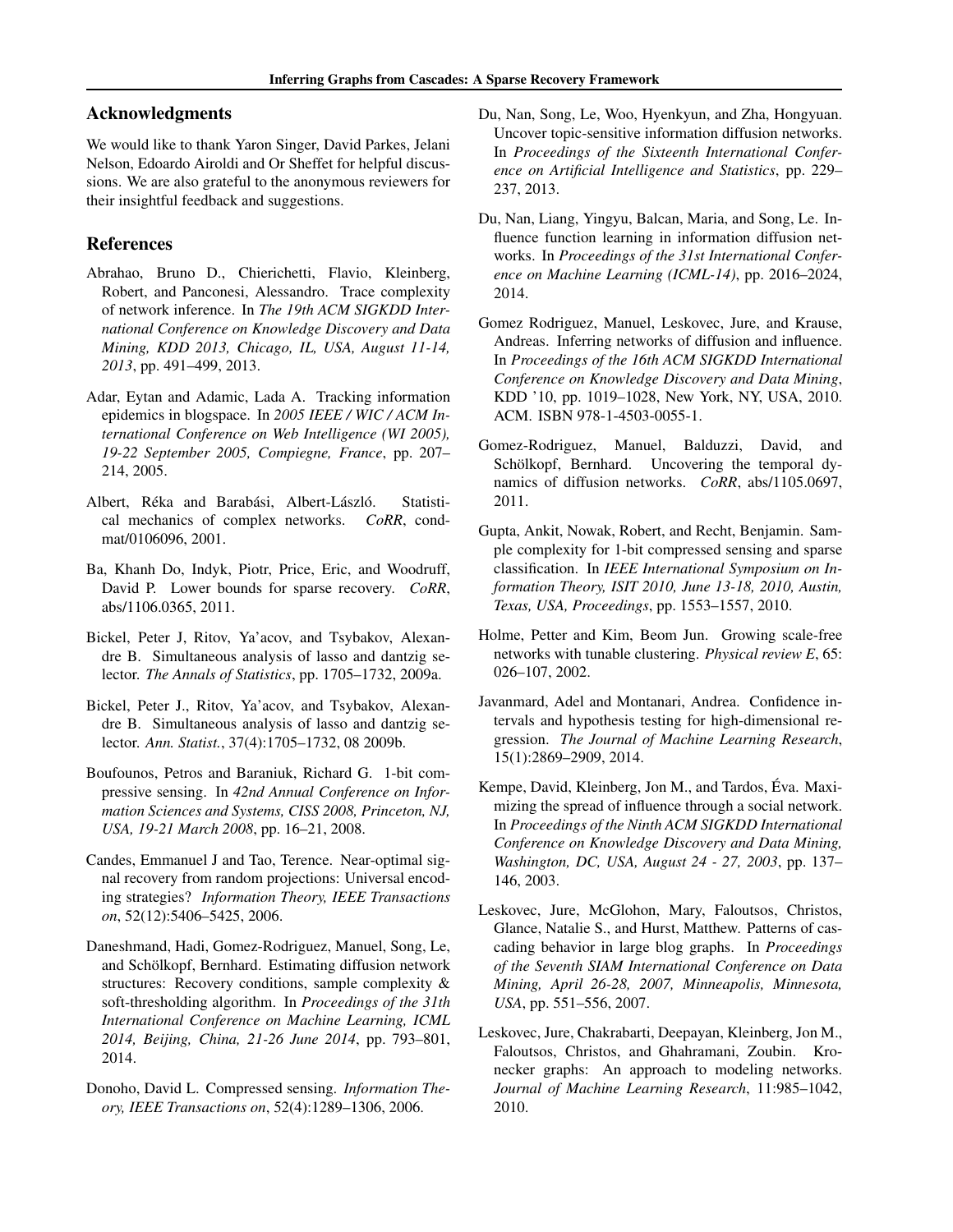## Acknowledgments

We would like to thank Yaron Singer, David Parkes, Jelani Nelson, Edoardo Airoldi and Or Sheffet for helpful discussions. We are also grateful to the anonymous reviewers for their insightful feedback and suggestions.

## References

Abrahao, Bruno D., Chierichetti, Flavio, Kleinberg, Robert, and Panconesi, Alessandro. Trace complexity of network inference. In *The 19th ACM SIGKDD International Conference on Knowledge Discovery and Data Mining, KDD 2013, Chicago, IL, USA, August 11-14, 2013*, pp. 491–499, 2013.

Adar, Eytan and Adamic, Lada A. Tracking information epidemics in blogspace. In *2005 IEEE / WIC / ACM International Conference on Web Intelligence (WI 2005), 19-22 September 2005, Compiegne, France*, pp. 207–214, 2005.

Albert, Réka and Barabási, Albert-László. Statistical mechanics of complex networks. *CoRR*, cond-mat/0106096, 2001.

Ba, Khanh Do, Indyk, Piotr, Price, Eric, and Woodruff, David P. Lower bounds for sparse recovery. *CoRR*, abs/1106.0365, 2011.

Bickel, Peter J, Ritov, Ya'acov, and Tsybakov, Alexandre B. Simultaneous analysis of lasso and dantzig selector. *The Annals of Statistics*, pp. 1705–1732, 2009a.

Bickel, Peter J., Ritov, Ya'acov, and Tsybakov, Alexandre B. Simultaneous analysis of lasso and dantzig selector. *Ann. Statist.*, 37(4):1705–1732, 08 2009b.

Boufounos, Petros and Baraniuk, Richard G. 1-bit compressive sensing. In *42nd Annual Conference on Information Sciences and Systems, CISS 2008, Princeton, NJ, USA, 19-21 March 2008*, pp. 16–21, 2008.

Candes, Emmanuel J and Tao, Terence. Near-optimal signal recovery from random projections: Universal encoding strategies? *Information Theory, IEEE Transactions on*, 52(12):5406–5425, 2006.

Daneshmand, Hadi, Gomez-Rodriguez, Manuel, Song, Le, and Schölkopf, Bernhard. Estimating diffusion network structures: Recovery conditions, sample complexity & soft-thresholding algorithm. In *Proceedings of the 31th International Conference on Machine Learning, ICML 2014, Beijing, China, 21-26 June 2014*, pp. 793–801, 2014.

Donoho, David L. Compressed sensing. *Information Theory, IEEE Transactions on*, 52(4):1289–1306, 2006.

Du, Nan, Song, Le, Woo, Hyenkyun, and Zha, Hongyuan. Uncover topic-sensitive information diffusion networks. In *Proceedings of the Sixteenth International Conference on Artificial Intelligence and Statistics*, pp. 229–237, 2013.

Du, Nan, Liang, Yingyu, Balcan, Maria, and Song, Le. Influence function learning in information diffusion networks. In *Proceedings of the 31st International Conference on Machine Learning (ICML-14)*, pp. 2016–2024, 2014.

Gomez Rodriguez, Manuel, Leskovec, Jure, and Krause, Andreas. Inferring networks of diffusion and influence. In *Proceedings of the 16th ACM SIGKDD International Conference on Knowledge Discovery and Data Mining*, KDD '10, pp. 1019–1028, New York, NY, USA, 2010. ACM. ISBN 978-1-4503-0055-1.

Gomez-Rodriguez, Manuel, Balduzzi, David, and Schölkopf, Bernhard. Uncovering the temporal dynamics of diffusion networks. *CoRR*, abs/1105.0697, 2011.

Gupta, Ankit, Nowak, Robert, and Recht, Benjamin. Sample complexity for 1-bit compressed sensing and sparse classification. In *IEEE International Symposium on Information Theory, ISIT 2010, June 13-18, 2010, Austin, Texas, USA, Proceedings*, pp. 1553–1557, 2010.

Holme, Petter and Kim, Beom Jun. Growing scale-free networks with tunable clustering. *Physical review E*, 65: 026–107, 2002.

Javanmard, Adel and Montanari, Andrea. Confidence intervals and hypothesis testing for high-dimensional regression. *The Journal of Machine Learning Research*, 15(1):2869–2909, 2014.

Kempe, David, Kleinberg, Jon M., and Tardos, Éva. Maximizing the spread of influence through a social network. In *Proceedings of the Ninth ACM SIGKDD International Conference on Knowledge Discovery and Data Mining, Washington, DC, USA, August 24 - 27, 2003*, pp. 137–146, 2003.

Leskovec, Jure, McGlohon, Mary, Faloutsos, Christos, Glance, Natalie S., and Hurst, Matthew. Patterns of cascading behavior in large blog graphs. In *Proceedings of the Seventh SIAM International Conference on Data Mining, April 26-28, 2007, Minneapolis, Minnesota, USA*, pp. 551–556, 2007.

Leskovec, Jure, Chakrabarti, Deepayan, Kleinberg, Jon M., Faloutsos, Christos, and Ghahramani, Zoubin. Kronecker graphs: An approach to modeling networks. *Journal of Machine Learning Research*, 11:985–1042, 2010.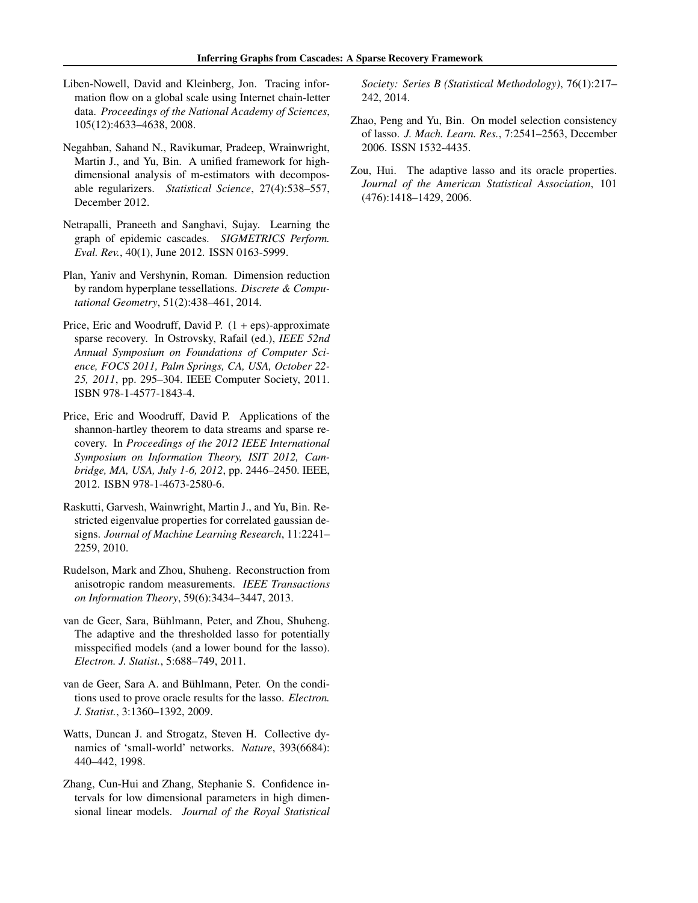Liben-Nowell, David and Kleinberg, Jon. Tracing information flow on a global scale using Internet chain-letter data. *Proceedings of the National Academy of Sciences*, 105(12):4633–4638, 2008.

Negahban, Sahand N., Ravikumar, Pradeep, Wrainwright, Martin J., and Yu, Bin. A unified framework for high-dimensional analysis of m-estimators with decomposable regularizers. *Statistical Science*, 27(4):538–557, December 2012.

Netrapalli, Praneeth and Sanghavi, Sujay. Learning the graph of epidemic cascades. *SIGMETRICS Perform. Eval. Rev.*, 40(1), June 2012. ISSN 0163-5999.

Plan, Yaniv and Vershynin, Roman. Dimension reduction by random hyperplane tessellations. *Discrete & Computational Geometry*, 51(2):438–461, 2014.

Price, Eric and Woodruff, David P. (1 + eps)-approximate sparse recovery. In Ostrovsky, Rafail (ed.), *IEEE 52nd Annual Symposium on Foundations of Computer Science, FOCS 2011, Palm Springs, CA, USA, October 22-25, 2011*, pp. 295–304. IEEE Computer Society, 2011. ISBN 978-1-4577-1843-4.

Price, Eric and Woodruff, David P. Applications of the shannon-hartley theorem to data streams and sparse recovery. In *Proceedings of the 2012 IEEE International Symposium on Information Theory, ISIT 2012, Cambridge, MA, USA, July 1-6, 2012*, pp. 2446–2450. IEEE, 2012. ISBN 978-1-4673-2580-6.

Raskutti, Garvesh, Wainwright, Martin J., and Yu, Bin. Restricted eigenvalue properties for correlated gaussian designs. *Journal of Machine Learning Research*, 11:2241–2259, 2010.

Rudelson, Mark and Zhou, Shuheng. Reconstruction from anisotropic random measurements. *IEEE Transactions on Information Theory*, 59(6):3434–3447, 2013.

van de Geer, Sara, Bühlmann, Peter, and Zhou, Shuheng. The adaptive and the thresholded lasso for potentially misspecified models (and a lower bound for the lasso). *Electron. J. Statist.*, 5:688–749, 2011.

van de Geer, Sara A. and Bühlmann, Peter. On the conditions used to prove oracle results for the lasso. *Electron. J. Statist.*, 3:1360–1392, 2009.

Watts, Duncan J. and Strogatz, Steven H. Collective dynamics of 'small-world' networks. *Nature*, 393(6684): 440–442, 1998.

Zhang, Cun-Hui and Zhang, Stephanie S. Confidence intervals for low dimensional parameters in high dimensional linear models. *Journal of the Royal Statistical Society: Series B (Statistical Methodology)*, 76(1):217–242, 2014.

Zhao, Peng and Yu, Bin. On model selection consistency of lasso. *J. Mach. Learn. Res.*, 7:2541–2563, December 2006. ISSN 1532-4435.

Zou, Hui. The adaptive lasso and its oracle properties. *Journal of the American Statistical Association*, 101 (476):1418–1429, 2006.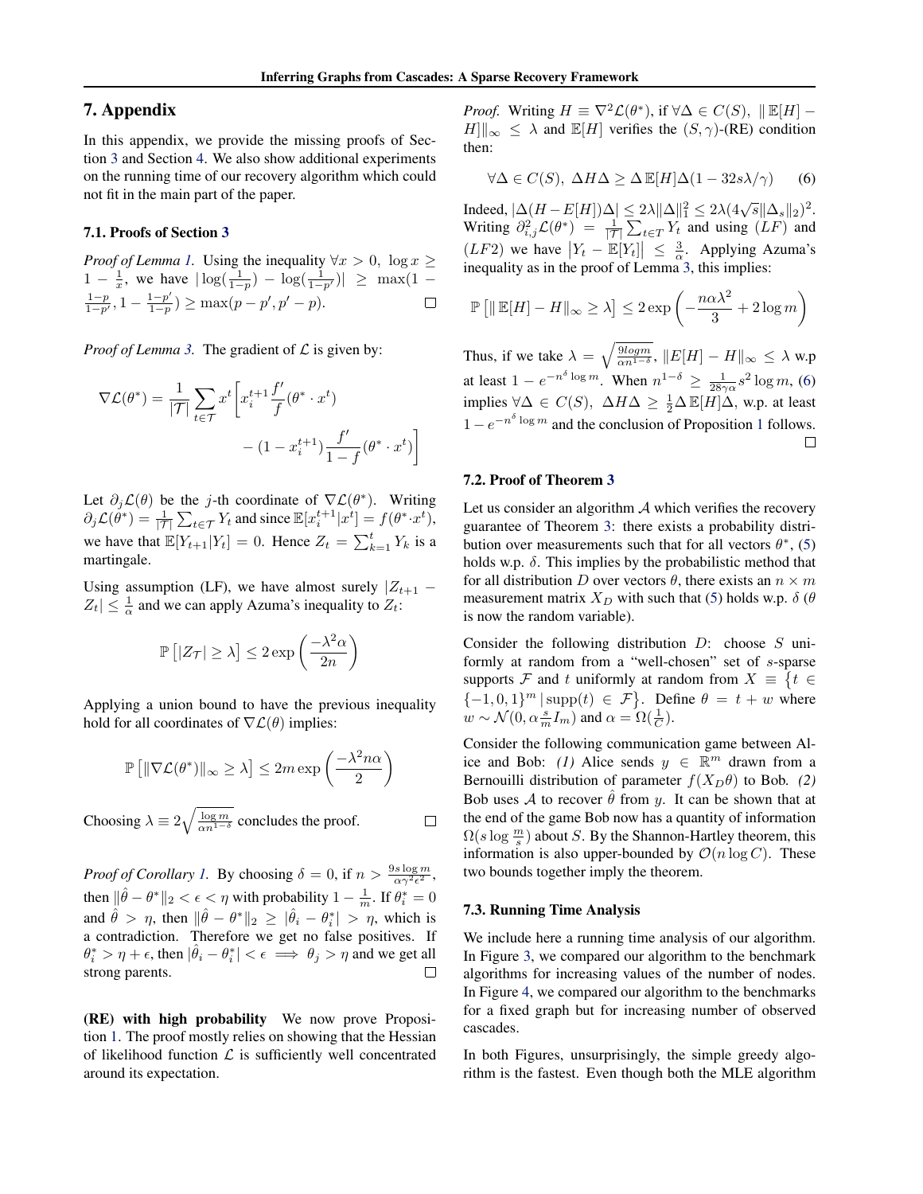## 7. Appendix

In this appendix, we provide the missing proofs of Section 3 and Section 4. We also show additional experiments on the running time of our recovery algorithm which could not fit in the main part of the paper.

### 7.1. Proofs of Section 3

*Proof of Lemma 1.* Using the inequality $\forall x > 0,\ \log x \geq 1 - \frac{1}{x}$, we have $|\log(\frac{1}{1-p}) - \log(\frac{1}{1-p'})| \geq \max(1 - \frac{1-p}{1-p'}, 1 - \frac{1-p'}{1-p}) \geq \max(p - p', p' - p)$. □

*Proof of Lemma 3.* The gradient of $\mathcal{L}$ is given by:

$$\nabla \mathcal{L}(\theta^*) = \frac{1}{|\mathcal{T}|} \sum_{t \in \mathcal{T}} x^t \bigg[ x_i^{t+1} \frac{f'}{f}(\theta^* \cdot x^t) - (1 - x_i^{t+1}) \frac{f'}{1-f}(\theta^* \cdot x^t) \bigg]$$

Let $\partial_j \mathcal{L}(\theta)$ be the $j$-th coordinate of $\nabla \mathcal{L}(\theta^*)$. Writing $\partial_j \mathcal{L}(\theta^*) = \frac{1}{|\mathcal{T}|} \sum_{t \in \mathcal{T}} Y_t$ and since $\mathbb{E}[x_i^{t+1} | x^t] = f(\theta^* \cdot x^t)$, we have that $\mathbb{E}[Y_{t+1} | Y_t] = 0$. Hence $Z_t = \sum_{k=1}^{t} Y_k$ is a martingale.

Using assumption (LF), we have almost surely $|Z_{t+1} - Z_t| \leq \frac{1}{\alpha}$ and we can apply Azuma's inequality to $Z_t$:

$$\mathbb{P}\big[|Z_{\mathcal{T}}| \geq \lambda\big] \leq 2 \exp\left(\frac{-\lambda^2 \alpha}{2n}\right)$$

Applying a union bound to have the previous inequality hold for all coordinates of $\nabla \mathcal{L}(\theta)$ implies:

$$\mathbb{P}\big[\|\nabla \mathcal{L}(\theta^*)\|_\infty \geq \lambda\big] \leq 2m \exp\left(\frac{-\lambda^2 n \alpha}{2}\right)$$

Choosing $\lambda \equiv 2\sqrt{\frac{\log m}{\alpha n^{1-\delta}}}$ concludes the proof. □

*Proof of Corollary 1.* By choosing $\delta = 0$, if $n > \frac{9 s \log m}{\alpha \gamma^2 \epsilon^2}$, then $\|\hat{\theta} - \theta^*\|_2 < \epsilon < \eta$ with probability $1 - \frac{1}{m}$. If $\theta_i^* = 0$ and $\hat{\theta} > \eta$, then $\|\hat{\theta} - \theta^*\|_2 \geq |\hat{\theta}_i - \theta_i^*| > \eta$, which is a contradiction. Therefore we get no false positives. If $\theta_i^* > \eta + \epsilon$, then $|\hat{\theta}_i - \theta_i^*| < \epsilon \implies \theta_j > \eta$ and we get all strong parents. □

**(RE) with high probability** We now prove Proposition 1. The proof mostly relies on showing that the Hessian of likelihood function $\mathcal{L}$ is sufficiently well concentrated around its expectation.

*Proof.* Writing $H \equiv \nabla^2 \mathcal{L}(\theta^*)$, if $\forall \Delta \in C(S),\ \|\mathbb{E}[H] - H]\|_\infty \leq \lambda$ and $\mathbb{E}[H]$ verifies the $(S, \gamma)$-(RE) condition then:

$$\forall \Delta \in C(S),\ \Delta H \Delta \geq \Delta\, \mathbb{E}[H] \Delta (1 - 32 s \lambda / \gamma) \tag{6}$$

Indeed, $|\Delta(H - E[H])\Delta| \leq 2\lambda \|\Delta\|_1^2 \leq 2\lambda (4\sqrt{s}\|\Delta_s\|_2)^2$. Writing $\partial^2_{i,j} \mathcal{L}(\theta^*) = \frac{1}{|\mathcal{T}|} \sum_{t \in T} Y_t$ and using $(LF)$ and $(LF2)$ we have $\big|Y_t - \mathbb{E}[Y_t]\big| \leq \frac{3}{\alpha}$. Applying Azuma's inequality as in the proof of Lemma 3, this implies:

$$\mathbb{P}\big[\|\,\mathbb{E}[H] - H\|_\infty \geq \lambda\big] \leq 2 \exp\left(-\frac{n \alpha \lambda^2}{3} + 2 \log m\right)$$

Thus, if we take $\lambda = \sqrt{\frac{9 log m}{\alpha n^{1-\delta}}}$, $\|E[H] - H\|_\infty \leq \lambda$ w.p at least $1 - e^{-n^\delta \log m}$. When $n^{1-\delta} \geq \frac{1}{28 \gamma \alpha} s^2 \log m$, (6) implies $\forall \Delta \in C(S),\ \Delta H \Delta \geq \frac{1}{2} \Delta\, \mathbb{E}[H] \Delta$, w.p. at least $1 - e^{-n^\delta \log m}$ and the conclusion of Proposition 1 follows. □

### 7.2. Proof of Theorem 3

Let us consider an algorithm $\mathcal{A}$ which verifies the recovery guarantee of Theorem 3: there exists a probability distribution over measurements such that for all vectors $\theta^*$, (5) holds w.p. $\delta$. This implies by the probabilistic method that for all distribution $D$ over vectors $\theta$, there exists an $n \times m$ measurement matrix $X_D$ with such that (5) holds w.p. $\delta$ ($\theta$ is now the random variable).

Consider the following distribution $D$: choose $S$ uniformly at random from a "well-chosen" set of $s$-sparse supports $\mathcal{F}$ and $t$ uniformly at random from $X \equiv \big\{t \in \{-1, 0, 1\}^m \,|\, \mathrm{supp}(t) \in \mathcal{F}\big\}$. Define $\theta = t + w$ where $w \sim \mathcal{N}(0, \alpha \frac{s}{m} I_m)$ and $\alpha = \Omega(\frac{1}{C})$.

Consider the following communication game between Alice and Bob: *(1)* Alice sends $y \in \mathbb{R}^m$ drawn from a Bernouilli distribution of parameter $f(X_D \theta)$ to Bob. *(2)* Bob uses $\mathcal{A}$ to recover $\hat{\theta}$ from $y$. It can be shown that at the end of the game Bob now has a quantity of information $\Omega(s \log \frac{m}{s})$ about $S$. By the Shannon-Hartley theorem, this information is also upper-bounded by $\mathcal{O}(n \log C)$. These two bounds together imply the theorem.

### 7.3. Running Time Analysis

We include here a running time analysis of our algorithm. In Figure 3, we compared our algorithm to the benchmark algorithms for increasing values of the number of nodes. In Figure 4, we compared our algorithm to the benchmarks for a fixed graph but for increasing number of observed cascades.

In both Figures, unsurprisingly, the simple greedy algorithm is the fastest. Even though both the MLE algorithm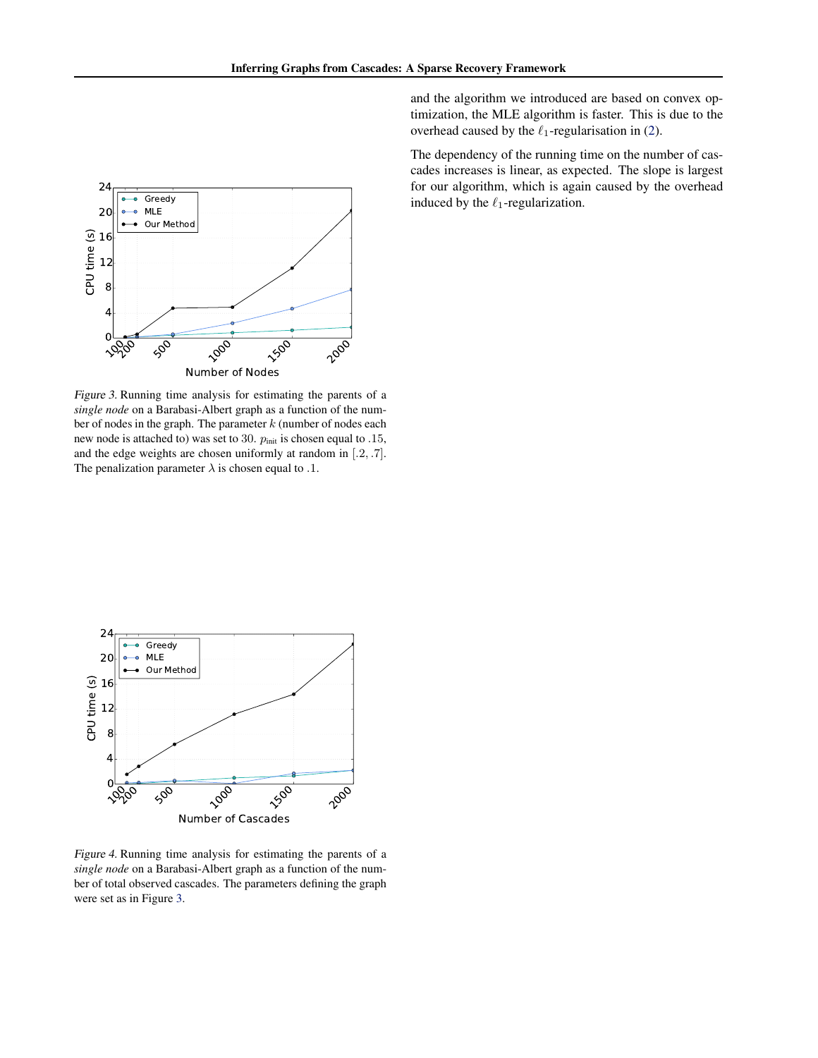24
20
16
12
8
4
0
CPU time (s)
100
200
500
1000
1500
2000
Number of Nodes
Greedy
MLE
Our Method

*Figure 3.* Running time analysis for estimating the parents of a *single node* on a Barabasi-Albert graph as a function of the number of nodes in the graph. The parameter $k$ (number of nodes each new node is attached to) was set to 30. $p_{\text{init}}$ is chosen equal to .15, and the edge weights are chosen uniformly at random in $[.2, .7]$. The penalization parameter $\lambda$ is chosen equal to .1.

24
20
16
12
8
4
0
CPU time (s)
100
200
500
1000
1500
2000
Number of Cascades
Greedy
MLE
Our Method

*Figure 4.* Running time analysis for estimating the parents of a *single node* on a Barabasi-Albert graph as a function of the number of total observed cascades. The parameters defining the graph were set as in Figure 3.

and the algorithm we introduced are based on convex optimization, the MLE algorithm is faster. This is due to the overhead caused by the $\ell_1$-regularisation in (2).

The dependency of the running time on the number of cascades increases is linear, as expected. The slope is largest for our algorithm, which is again caused by the overhead induced by the $\ell_1$-regularization.